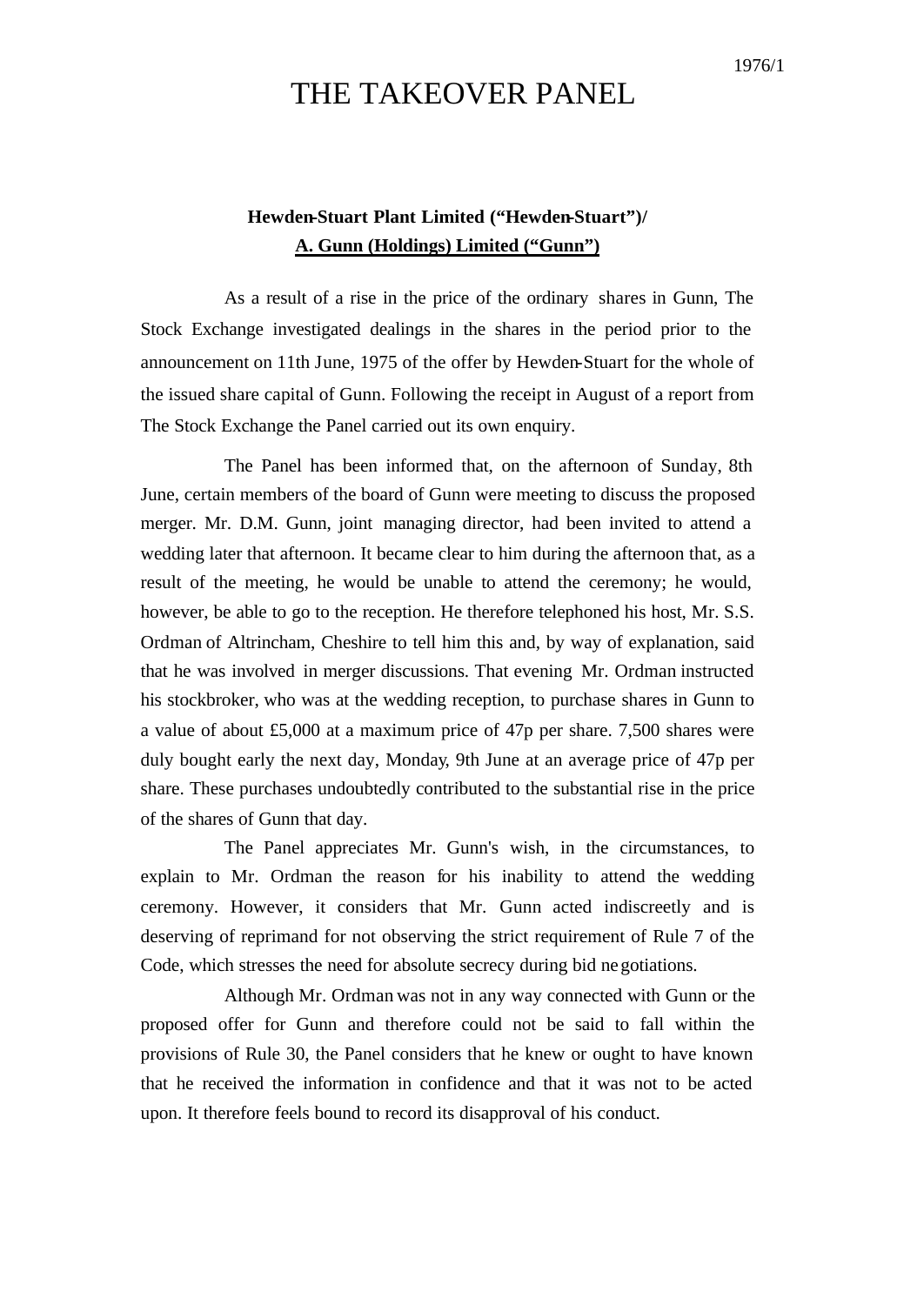1976/1

# THE TAKEOVER PANEL

## Hewden-Stuart Plant Limited ("Hewden-Stuart")/ A. Gunn (Holdings) Limited ("Gunn")

As a result of a rise in the price of the ordinary shares in Gunn, The Stock Exchange investigated dealings in the shares in the period prior to the announcement on 11th June, 1975 of the offer by Hewden-Stuart for the whole of the issued share capital of Gunn. Following the receipt in August of a report from The Stock Exchange the Panel carried out its own enquiry.

The Panel has been informed that, on the afternoon of Sunday, 8th June, certain members of the board of Gunn were meeting to discuss the proposed merger. Mr. D.M. Gunn, joint managing director, had been invited to attend a wedding later that afternoon. It became clear to him during the afternoon that, as a result of the meeting, he would be unable to attend the ceremony; he would, however, be able to go to the reception. He therefore telephoned his host, Mr. S.S. Ordman of Altrincham, Cheshire to tell him this and, by way of explanation, said that he was involved in merger discussions. That evening Mr. Ordman instructed his stockbroker, who was at the wedding reception, to purchase shares in Gunn to a value of about £5,000 at a maximum price of 47p per share. 7,500 shares were duly bought early the next day, Monday, 9th June at an average price of 47p per share. These purchases undoubtedly contributed to the substantial rise in the price of the shares of Gunn that day.

The Panel appreciates Mr. Gunn's wish, in the circumstances, to explain to Mr. Ordman the reason for his inability to attend the wedding ceremony. However, it considers that Mr. Gunn acted indiscreetly and is deserving of reprimand for not observing the strict requirement of Rule 7 of the Code, which stresses the need for absolute secrecy during bid negotiations.

Although Mr. Ordman was not in any way connected with Gunn or the proposed offer for Gunn and therefore could not be said to fall within the provisions of Rule 30, the Panel considers that he knew or ought to have known that he received the information in confidence and that it was not to be acted upon. It therefore feels bound to record its disapproval of his conduct.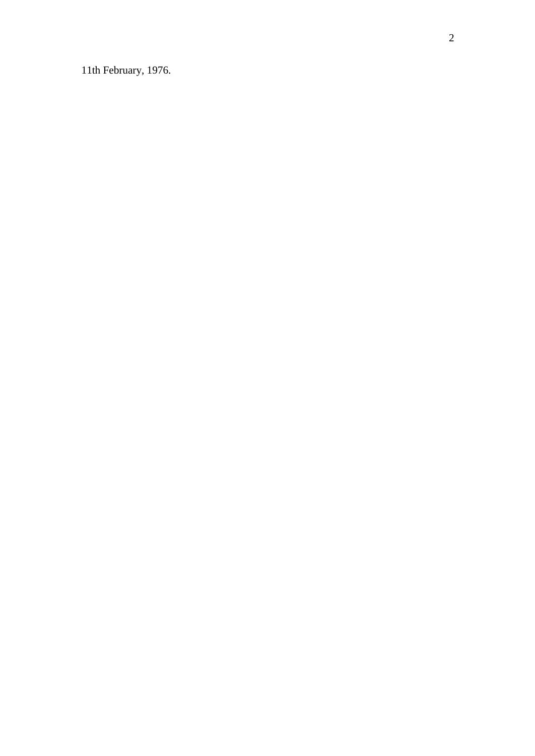11th February, 1976.